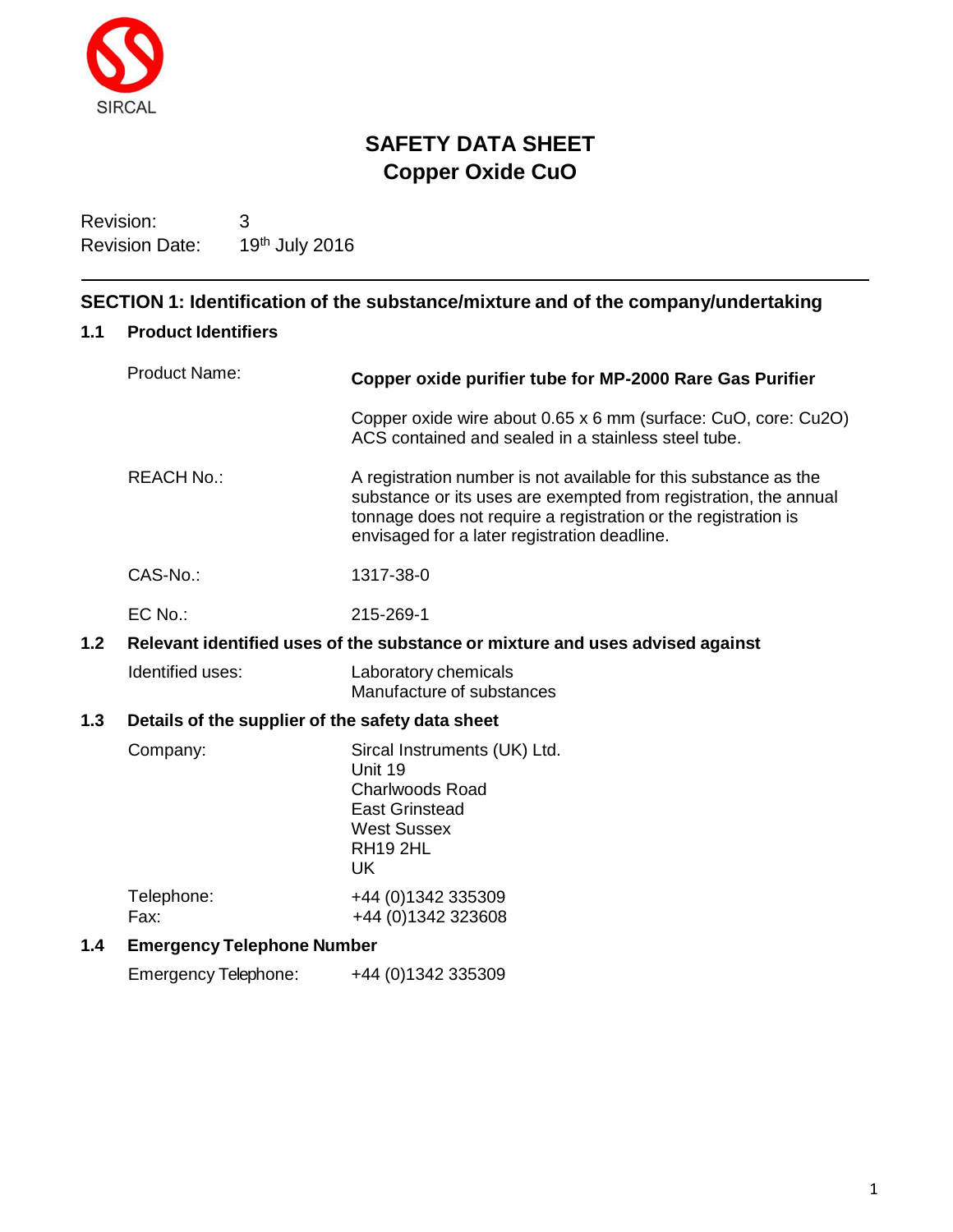SIRCAL

# SAFETY DATA SHEET
# Copper Oxide CuO

Revision: 3
Revision Date: 19th July 2016

## SECTION 1: Identification of the substance/mixture and of the company/undertaking

### 1.1 Product Identifiers

Product Name: **Copper oxide purifier tube for MP-2000 Rare Gas Purifier**

Copper oxide wire about 0.65 x 6 mm (surface: CuO, core: $Cu_2O$) ACS contained and sealed in a stainless steel tube.

REACH No.: A registration number is not available for this substance as the substance or its uses are exempted from registration, the annual tonnage does not require a registration or the registration is envisaged for a later registration deadline.

CAS-No.: 1317-38-0

EC No.: 215-269-1

### 1.2 Relevant identified uses of the substance or mixture and uses advised against

Identified uses: Laboratory chemicals
Manufacture of substances

### 1.3 Details of the supplier of the safety data sheet

Company: Sircal Instruments (UK) Ltd.
Unit 19
Charlwoods Road
East Grinstead
West Sussex
RH19 2HL
UK

Telephone: +44 (0)1342 335309
Fax: +44 (0)1342 323608

### 1.4 Emergency Telephone Number

Emergency Telephone: +44 (0)1342 335309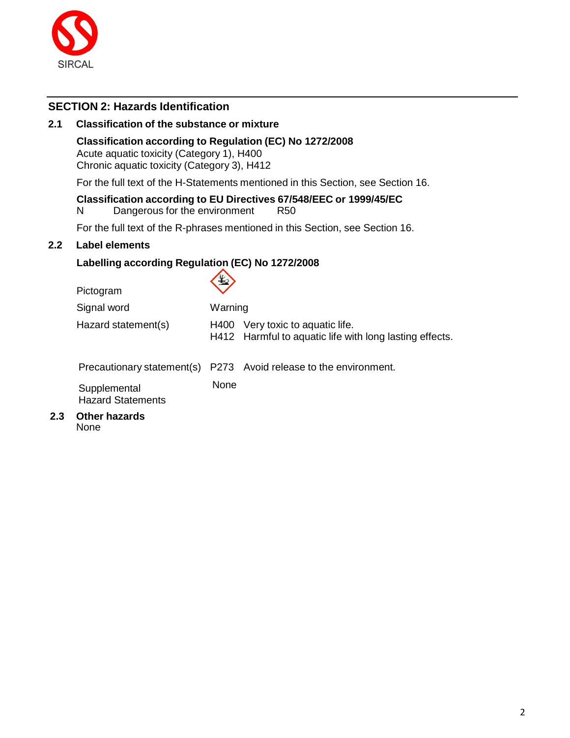## SECTION 2: Hazards Identification

### 2.1 Classification of the substance or mixture

**Classification according to Regulation (EC) No 1272/2008**
Acute aquatic toxicity (Category 1), H400
Chronic aquatic toxicity (Category 3), H412

For the full text of the H-Statements mentioned in this Section, see Section 16.

**Classification according to EU Directives 67/548/EEC or 1999/45/EC**
N Dangerous for the environment R50

For the full text of the R-phrases mentioned in this Section, see Section 16.

### 2.2 Label elements

**Labelling according Regulation (EC) No 1272/2008**

| | |
|---|---|
| Pictogram | |
| Signal word | Warning |
| Hazard statement(s) | H400 Very toxic to aquatic life.<br>H412 Harmful to aquatic life with long lasting effects. |
| Precautionary statement(s) | P273 Avoid release to the environment. |
| Supplemental Hazard Statements | None |

### 2.3 Other hazards

None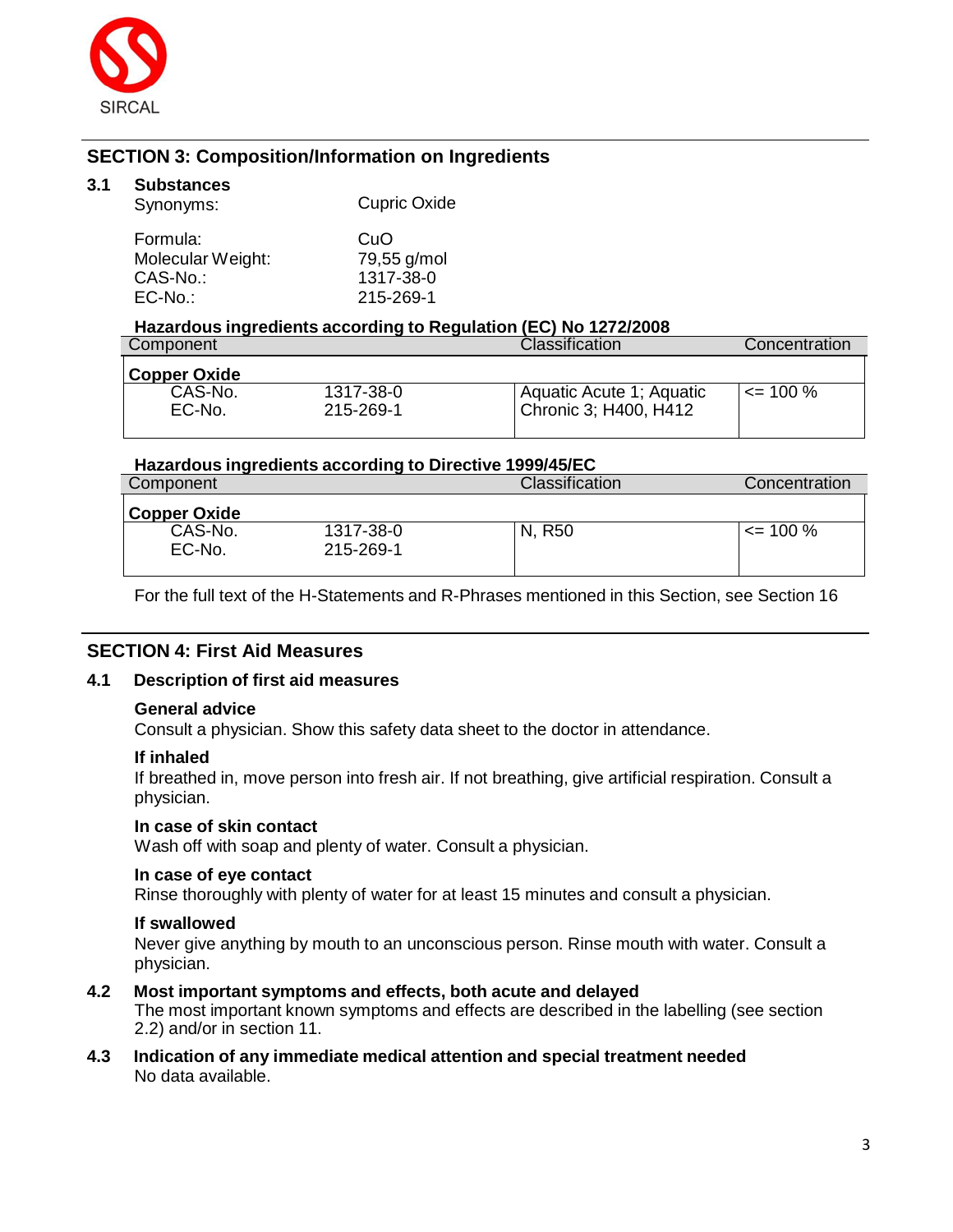## SECTION 3: Composition/Information on Ingredients

### 3.1 Substances

| | |
|---|---|
| Synonyms: | Cupric Oxide |
| Formula: | CuO |
| Molecular Weight: | 79,55 g/mol |
| CAS-No.: | 1317-38-0 |
| EC-No.: | 215-269-1 |

**Hazardous ingredients according to Regulation (EC) No 1272/2008**

| Component | | Classification | Concentration |
|---|---|---|---|
| **Copper Oxide** | | | |
| CAS-No.<br>EC-No. | 1317-38-0<br>215-269-1 | Aquatic Acute 1; Aquatic Chronic 3; H400, H412 | <= 100 % |

**Hazardous ingredients according to Directive 1999/45/EC**

| Component | | Classification | Concentration |
|---|---|---|---|
| **Copper Oxide** | | | |
| CAS-No.<br>EC-No. | 1317-38-0<br>215-269-1 | N, R50 | <= 100 % |

For the full text of the H-Statements and R-Phrases mentioned in this Section, see Section 16

## SECTION 4: First Aid Measures

### 4.1 Description of first aid measures

**General advice**
Consult a physician. Show this safety data sheet to the doctor in attendance.

**If inhaled**
If breathed in, move person into fresh air. If not breathing, give artificial respiration. Consult a physician.

**In case of skin contact**
Wash off with soap and plenty of water. Consult a physician.

**In case of eye contact**
Rinse thoroughly with plenty of water for at least 15 minutes and consult a physician.

**If swallowed**
Never give anything by mouth to an unconscious person. Rinse mouth with water. Consult a physician.

### 4.2 Most important symptoms and effects, both acute and delayed

The most important known symptoms and effects are described in the labelling (see section 2.2) and/or in section 11.

### 4.3 Indication of any immediate medical attention and special treatment needed

No data available.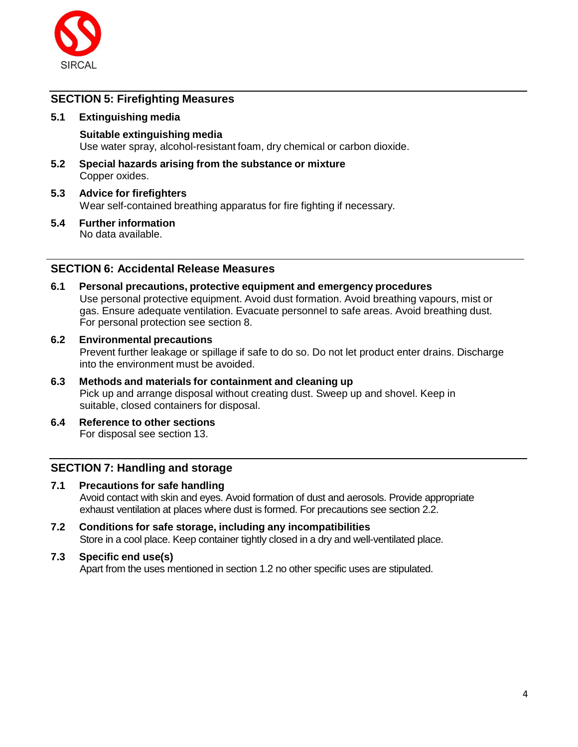## SECTION 5: Firefighting Measures

### 5.1 Extinguishing media

**Suitable extinguishing media**
Use water spray, alcohol-resistant foam, dry chemical or carbon dioxide.

### 5.2 Special hazards arising from the substance or mixture

Copper oxides.

### 5.3 Advice for firefighters

Wear self-contained breathing apparatus for fire fighting if necessary.

### 5.4 Further information

No data available.

## SECTION 6: Accidental Release Measures

### 6.1 Personal precautions, protective equipment and emergency procedures

Use personal protective equipment. Avoid dust formation. Avoid breathing vapours, mist or gas. Ensure adequate ventilation. Evacuate personnel to safe areas. Avoid breathing dust. For personal protection see section 8.

### 6.2 Environmental precautions

Prevent further leakage or spillage if safe to do so. Do not let product enter drains. Discharge into the environment must be avoided.

### 6.3 Methods and materials for containment and cleaning up

Pick up and arrange disposal without creating dust. Sweep up and shovel. Keep in suitable, closed containers for disposal.

### 6.4 Reference to other sections

For disposal see section 13.

## SECTION 7: Handling and storage

### 7.1 Precautions for safe handling

Avoid contact with skin and eyes. Avoid formation of dust and aerosols. Provide appropriate exhaust ventilation at places where dust is formed. For precautions see section 2.2.

### 7.2 Conditions for safe storage, including any incompatibilities

Store in a cool place. Keep container tightly closed in a dry and well-ventilated place.

### 7.3 Specific end use(s)

Apart from the uses mentioned in section 1.2 no other specific uses are stipulated.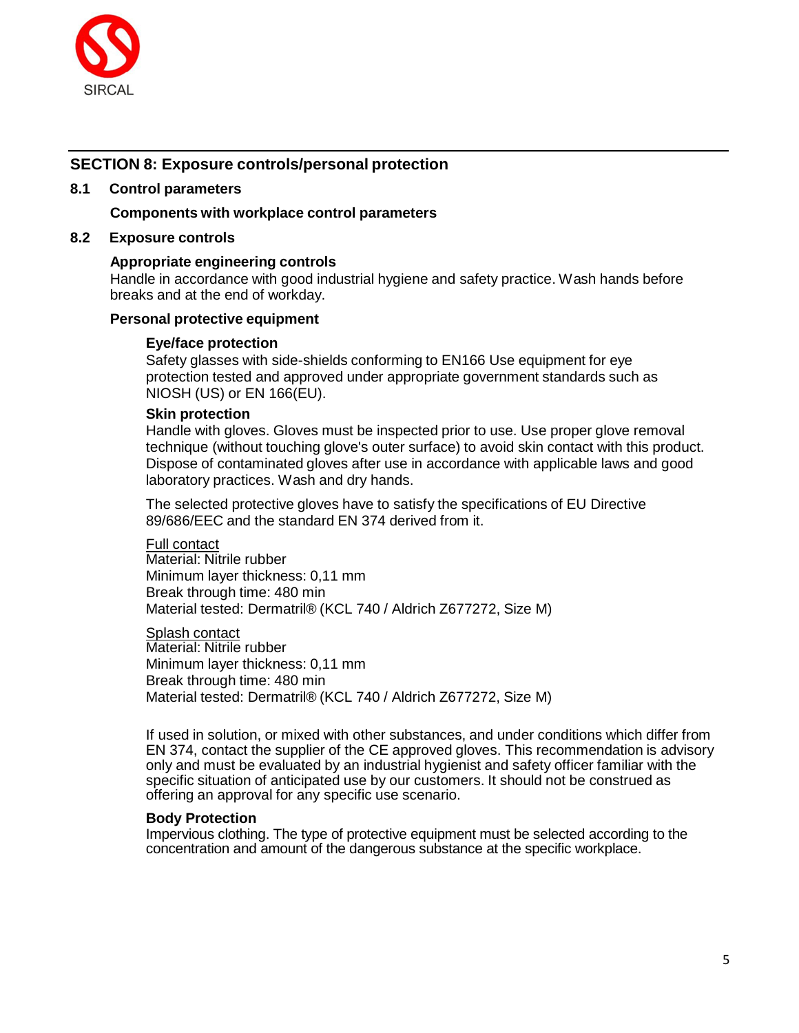## SECTION 8: Exposure controls/personal protection

### 8.1 Control parameters

**Components with workplace control parameters**

### 8.2 Exposure controls

**Appropriate engineering controls**

Handle in accordance with good industrial hygiene and safety practice. Wash hands before breaks and at the end of workday.

**Personal protective equipment**

**Eye/face protection**

Safety glasses with side-shields conforming to EN166 Use equipment for eye protection tested and approved under appropriate government standards such as NIOSH (US) or EN 166(EU).

**Skin protection**

Handle with gloves. Gloves must be inspected prior to use. Use proper glove removal technique (without touching glove's outer surface) to avoid skin contact with this product. Dispose of contaminated gloves after use in accordance with applicable laws and good laboratory practices. Wash and dry hands.

The selected protective gloves have to satisfy the specifications of EU Directive 89/686/EEC and the standard EN 374 derived from it.

Full contact
Material: Nitrile rubber
Minimum layer thickness: 0,11 mm
Break through time: 480 min
Material tested: Dermatril® (KCL 740 / Aldrich Z677272, Size M)

Splash contact
Material: Nitrile rubber
Minimum layer thickness: 0,11 mm
Break through time: 480 min
Material tested: Dermatril® (KCL 740 / Aldrich Z677272, Size M)

If used in solution, or mixed with other substances, and under conditions which differ from EN 374, contact the supplier of the CE approved gloves. This recommendation is advisory only and must be evaluated by an industrial hygienist and safety officer familiar with the specific situation of anticipated use by our customers. It should not be construed as offering an approval for any specific use scenario.

**Body Protection**

Impervious clothing. The type of protective equipment must be selected according to the concentration and amount of the dangerous substance at the specific workplace.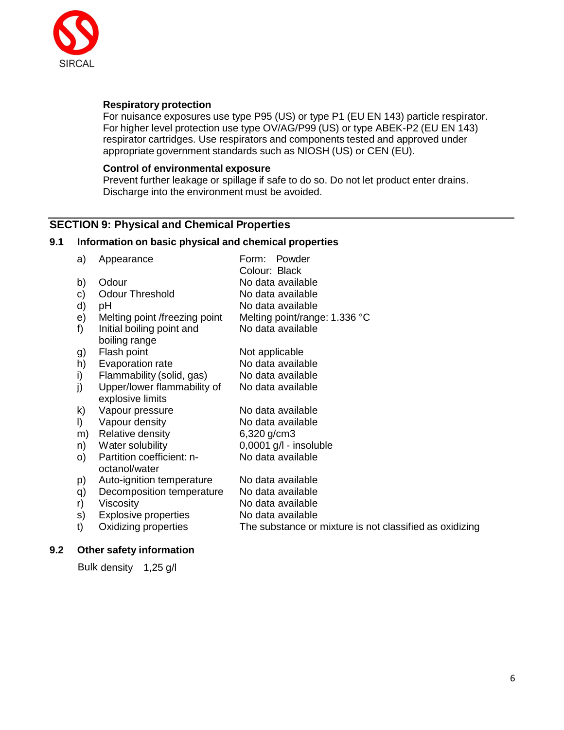**Respiratory protection**

For nuisance exposures use type P95 (US) or type P1 (EU EN 143) particle respirator. For higher level protection use type OV/AG/P99 (US) or type ABEK-P2 (EU EN 143) respirator cartridges. Use respirators and components tested and approved under appropriate government standards such as NIOSH (US) or CEN (EU).

**Control of environmental exposure**

Prevent further leakage or spillage if safe to do so. Do not let product enter drains. Discharge into the environment must be avoided.

## SECTION 9: Physical and Chemical Properties

### 9.1 Information on basic physical and chemical properties

| | | |
|---|---|---|
| a) | Appearance | Form: Powder<br>Colour: Black |
| b) | Odour | No data available |
| c) | Odour Threshold | No data available |
| d) | pH | No data available |
| e) | Melting point /freezing point | Melting point/range: 1.336 °C |
| f) | Initial boiling point and boiling range | No data available |
| g) | Flash point | Not applicable |
| h) | Evaporation rate | No data available |
| i) | Flammability (solid, gas) | No data available |
| j) | Upper/lower flammability of explosive limits | No data available |
| k) | Vapour pressure | No data available |
| l) | Vapour density | No data available |
| m) | Relative density | 6,320 g/cm3 |
| n) | Water solubility | 0,0001 g/l - insoluble |
| o) | Partition coefficient: n-octanol/water | No data available |
| p) | Auto-ignition temperature | No data available |
| q) | Decomposition temperature | No data available |
| r) | Viscosity | No data available |
| s) | Explosive properties | No data available |
| t) | Oxidizing properties | The substance or mixture is not classified as oxidizing |

### 9.2 Other safety information

Bulk density 1,25 g/l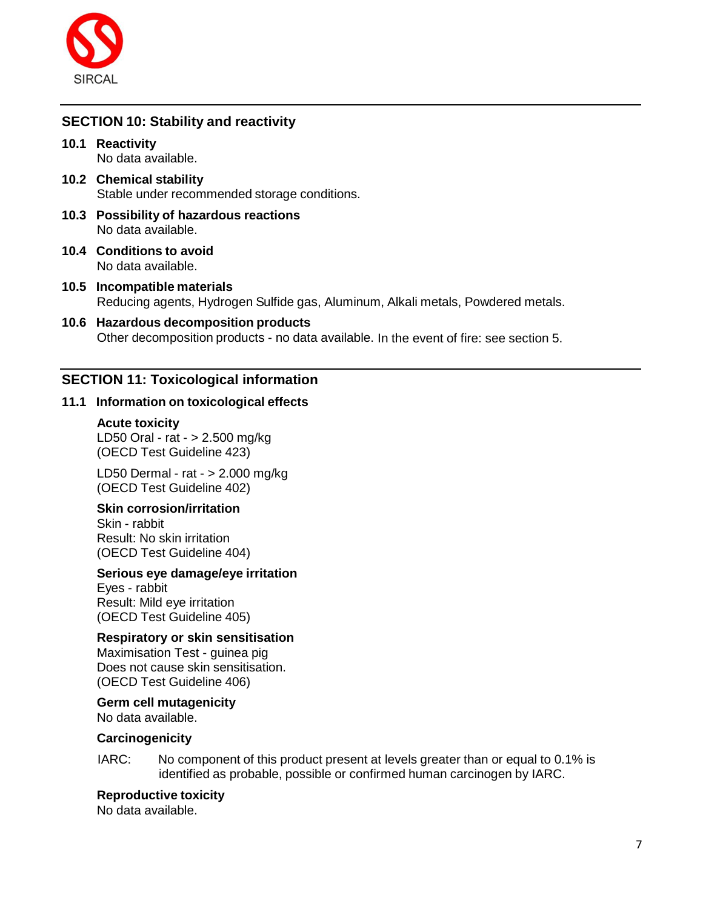## SECTION 10: Stability and reactivity

**10.1 Reactivity**

No data available.

**10.2 Chemical stability**

Stable under recommended storage conditions.

**10.3 Possibility of hazardous reactions**

No data available.

**10.4 Conditions to avoid**

No data available.

**10.5 Incompatible materials**

Reducing agents, Hydrogen Sulfide gas, Aluminum, Alkali metals, Powdered metals.

**10.6 Hazardous decomposition products**

Other decomposition products - no data available. In the event of fire: see section 5.

## SECTION 11: Toxicological information

**11.1 Information on toxicological effects**

**Acute toxicity**

LD50 Oral - rat - > 2.500 mg/kg
(OECD Test Guideline 423)

LD50 Dermal - rat - > 2.000 mg/kg
(OECD Test Guideline 402)

**Skin corrosion/irritation**

Skin - rabbit
Result: No skin irritation
(OECD Test Guideline 404)

**Serious eye damage/eye irritation**

Eyes - rabbit
Result: Mild eye irritation
(OECD Test Guideline 405)

**Respiratory or skin sensitisation**

Maximisation Test - guinea pig
Does not cause skin sensitisation.
(OECD Test Guideline 406)

**Germ cell mutagenicity**

No data available.

**Carcinogenicity**

IARC: No component of this product present at levels greater than or equal to 0.1% is identified as probable, possible or confirmed human carcinogen by IARC.

**Reproductive toxicity**

No data available.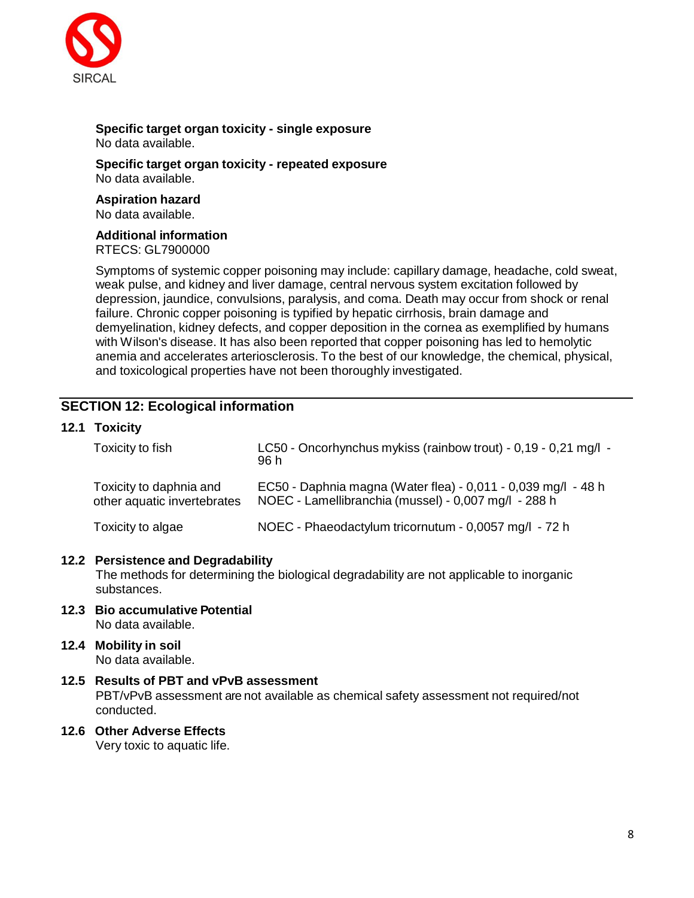**Specific target organ toxicity - single exposure**
No data available.

**Specific target organ toxicity - repeated exposure**
No data available.

**Aspiration hazard**
No data available.

**Additional information**
RTECS: GL7900000

Symptoms of systemic copper poisoning may include: capillary damage, headache, cold sweat, weak pulse, and kidney and liver damage, central nervous system excitation followed by depression, jaundice, convulsions, paralysis, and coma. Death may occur from shock or renal failure. Chronic copper poisoning is typified by hepatic cirrhosis, brain damage and demyelination, kidney defects, and copper deposition in the cornea as exemplified by humans with Wilson's disease. It has also been reported that copper poisoning has led to hemolytic anemia and accelerates arteriosclerosis. To the best of our knowledge, the chemical, physical, and toxicological properties have not been thoroughly investigated.

## SECTION 12: Ecological information

### 12.1 Toxicity

| | |
|---|---|
| Toxicity to fish | LC50 - Oncorhynchus mykiss (rainbow trout) - 0,19 - 0,21 mg/l - 96 h |
| Toxicity to daphnia and other aquatic invertebrates | EC50 - Daphnia magna (Water flea) - 0,011 - 0,039 mg/l - 48 h<br>NOEC - Lamellibranchia (mussel) - 0,007 mg/l - 288 h |
| Toxicity to algae | NOEC - Phaeodactylum tricornutum - 0,0057 mg/l - 72 h |

### 12.2 Persistence and Degradability
The methods for determining the biological degradability are not applicable to inorganic substances.

### 12.3 Bio accumulative Potential
No data available.

### 12.4 Mobility in soil
No data available.

### 12.5 Results of PBT and vPvB assessment
PBT/vPvB assessment are not available as chemical safety assessment not required/not conducted.

### 12.6 Other Adverse Effects
Very toxic to aquatic life.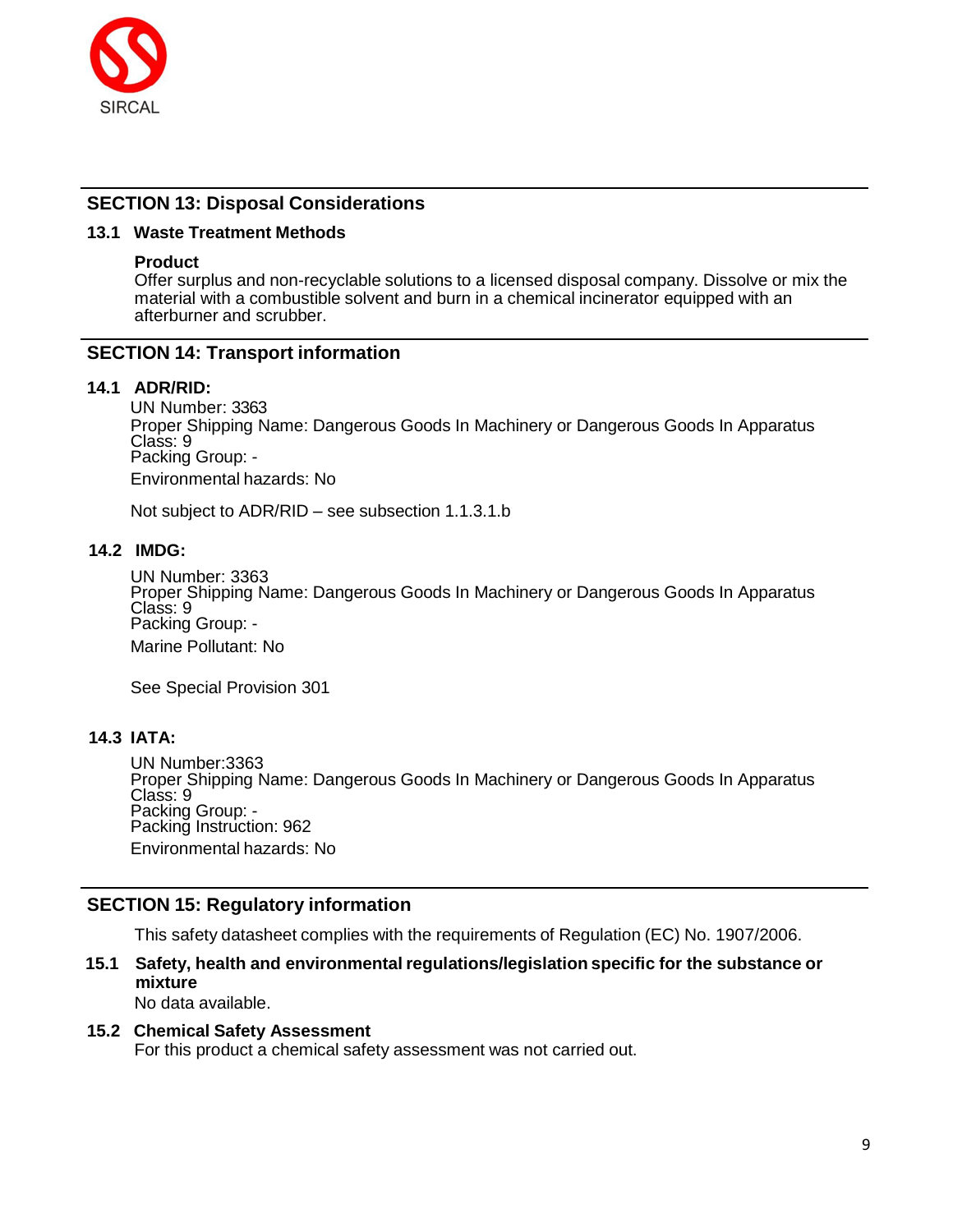## SECTION 13: Disposal Considerations

### 13.1 Waste Treatment Methods

**Product**

Offer surplus and non-recyclable solutions to a licensed disposal company. Dissolve or mix the material with a combustible solvent and burn in a chemical incinerator equipped with an afterburner and scrubber.

## SECTION 14: Transport information

### 14.1 ADR/RID:

UN Number: 3363
Proper Shipping Name: Dangerous Goods In Machinery or Dangerous Goods In Apparatus
Class: 9
Packing Group: -
Environmental hazards: No

Not subject to ADR/RID – see subsection 1.1.3.1.b

### 14.2 IMDG:

UN Number: 3363
Proper Shipping Name: Dangerous Goods In Machinery or Dangerous Goods In Apparatus
Class: 9
Packing Group: -
Marine Pollutant: No

See Special Provision 301

### 14.3 IATA:

UN Number:3363
Proper Shipping Name: Dangerous Goods In Machinery or Dangerous Goods In Apparatus
Class: 9
Packing Group: -
Packing Instruction: 962
Environmental hazards: No

## SECTION 15: Regulatory information

This safety datasheet complies with the requirements of Regulation (EC) No. 1907/2006.

### 15.1 Safety, health and environmental regulations/legislation specific for the substance or mixture

No data available.

### 15.2 Chemical Safety Assessment

For this product a chemical safety assessment was not carried out.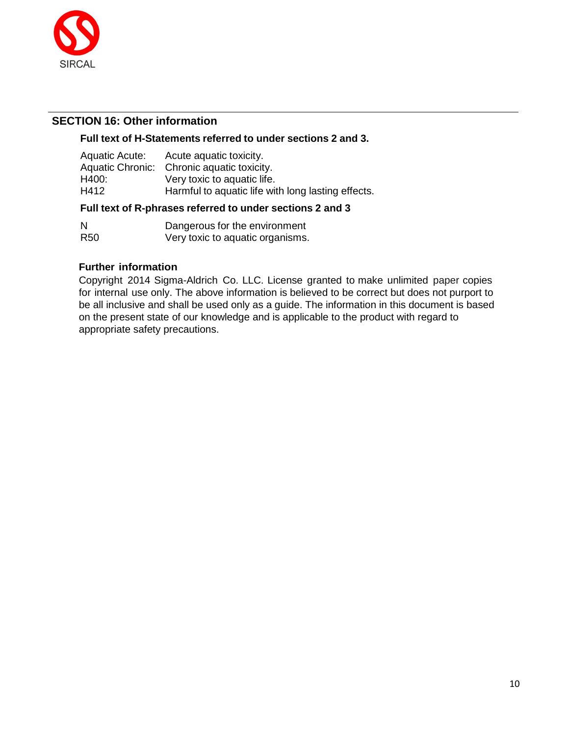SIRCAL

## SECTION 16: Other information

**Full text of H-Statements referred to under sections 2 and 3.**

| | |
|---|---|
| Aquatic Acute: | Acute aquatic toxicity. |
| Aquatic Chronic: | Chronic aquatic toxicity. |
| H400: | Very toxic to aquatic life. |
| H412 | Harmful to aquatic life with long lasting effects. |

**Full text of R-phrases referred to under sections 2 and 3**

| | |
|---|---|
| N | Dangerous for the environment |
| R50 | Very toxic to aquatic organisms. |

**Further information**

Copyright 2014 Sigma-Aldrich Co. LLC. License granted to make unlimited paper copies for internal use only. The above information is believed to be correct but does not purport to be all inclusive and shall be used only as a guide. The information in this document is based on the present state of our knowledge and is applicable to the product with regard to appropriate safety precautions.